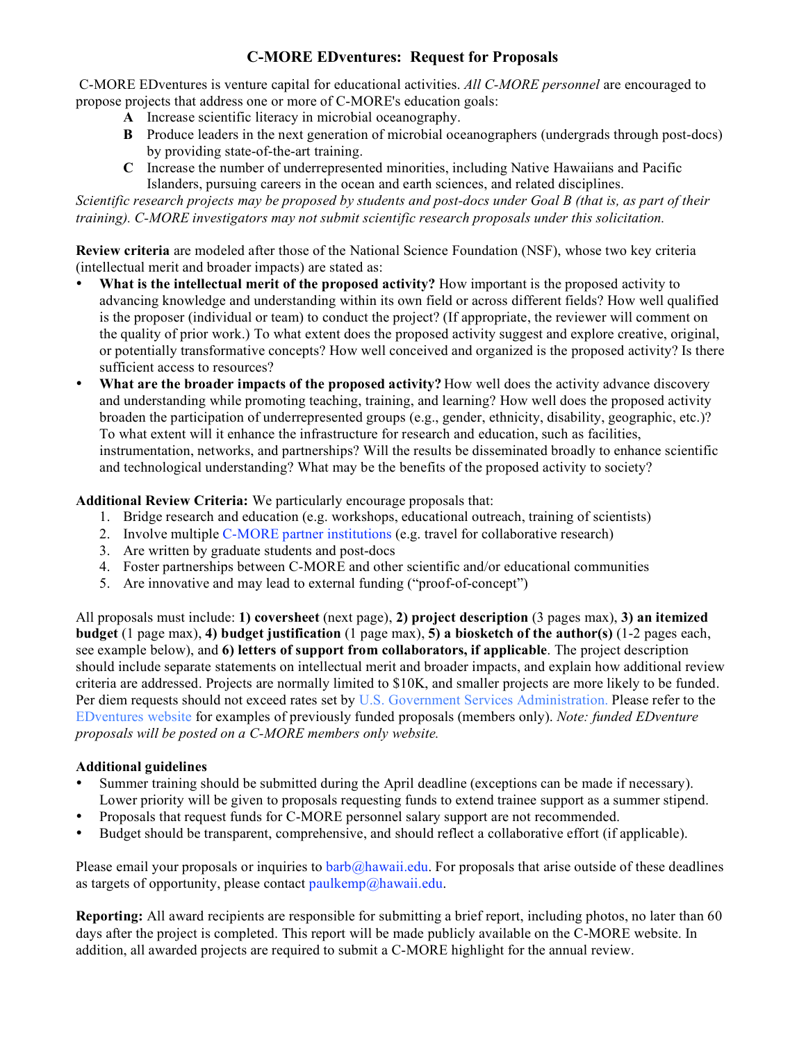# C-MORE EDventures: Request for Proposals

C-MORE EDventures is venture capital for educational activities. *All C-MORE personnel* are encouraged to propose projects that address one or more of C-MORE's education goals:

- **A** Increase scientific literacy in microbial oceanography.
- **B** Produce leaders in the next generation of microbial oceanographers (undergrads through post-docs) by providing state-of-the-art training.
- **C** Increase the number of underrepresented minorities, including Native Hawaiians and Pacific Islanders, pursuing careers in the ocean and earth sciences, and related disciplines.

*Scientific research projects may be proposed by students and post-docs under Goal B (that is, as part of their training). C-MORE investigators may not submit scientific research proposals under this solicitation.*

**Review criteria** are modeled after those of the National Science Foundation (NSF), whose two key criteria (intellectual merit and broader impacts) are stated as:

- **What is the intellectual merit of the proposed activity?** How important is the proposed activity to advancing knowledge and understanding within its own field or across different fields? How well qualified is the proposer (individual or team) to conduct the project? (If appropriate, the reviewer will comment on the quality of prior work.) To what extent does the proposed activity suggest and explore creative, original, or potentially transformative concepts? How well conceived and organized is the proposed activity? Is there sufficient access to resources?
- **What are the broader impacts of the proposed activity?** How well does the activity advance discovery and understanding while promoting teaching, training, and learning? How well does the proposed activity broaden the participation of underrepresented groups (e.g., gender, ethnicity, disability, geographic, etc.)? To what extent will it enhance the infrastructure for research and education, such as facilities, instrumentation, networks, and partnerships? Will the results be disseminated broadly to enhance scientific and technological understanding? What may be the benefits of the proposed activity to society?

**Additional Review Criteria:** We particularly encourage proposals that:

1. Bridge research and education (e.g. workshops, educational outreach, training of scientists)
2. Involve multiple C-MORE partner institutions (e.g. travel for collaborative research)
3. Are written by graduate students and post-docs
4. Foster partnerships between C-MORE and other scientific and/or educational communities
5. Are innovative and may lead to external funding ("proof-of-concept")

All proposals must include: **1) coversheet** (next page), **2) project description** (3 pages max), **3) an itemized budget** (1 page max), **4) budget justification** (1 page max), **5) a biosketch of the author(s)** (1-2 pages each, see example below), and **6) letters of support from collaborators, if applicable**. The project description should include separate statements on intellectual merit and broader impacts, and explain how additional review criteria are addressed. Projects are normally limited to $10K, and smaller projects are more likely to be funded. Per diem requests should not exceed rates set by U.S. Government Services Administration. Please refer to the EDventures website for examples of previously funded proposals (members only). *Note: funded EDventure proposals will be posted on a C-MORE members only website.*

**Additional guidelines**

- Summer training should be submitted during the April deadline (exceptions can be made if necessary). Lower priority will be given to proposals requesting funds to extend trainee support as a summer stipend.
- Proposals that request funds for C-MORE personnel salary support are not recommended.
- Budget should be transparent, comprehensive, and should reflect a collaborative effort (if applicable).

Please email your proposals or inquiries to barb@hawaii.edu. For proposals that arise outside of these deadlines as targets of opportunity, please contact paulkemp@hawaii.edu.

**Reporting:** All award recipients are responsible for submitting a brief report, including photos, no later than 60 days after the project is completed. This report will be made publicly available on the C-MORE website. In addition, all awarded projects are required to submit a C-MORE highlight for the annual review.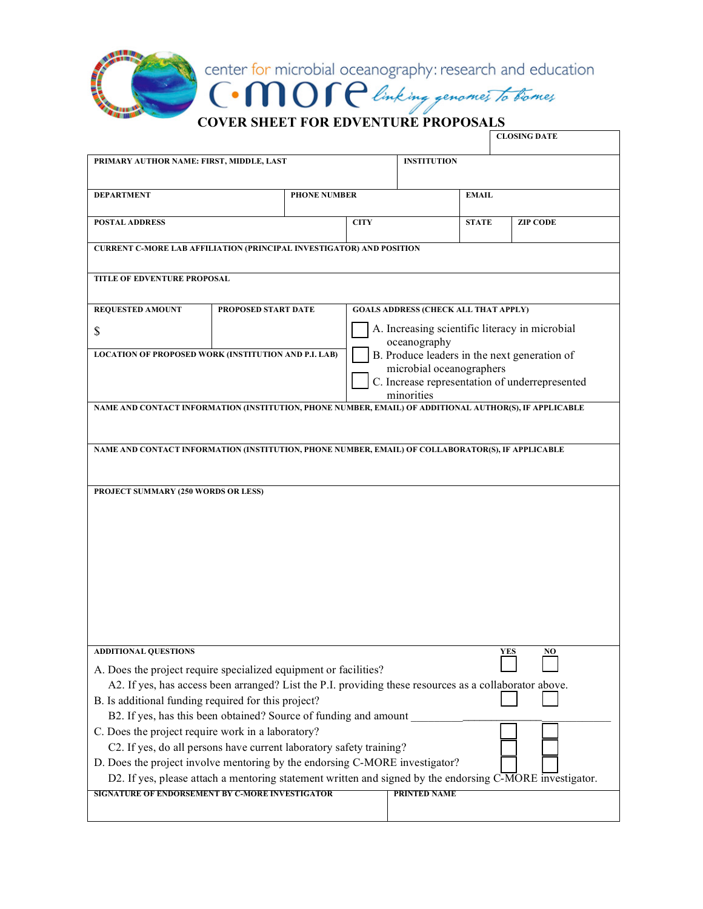center for microbial oceanography: research and education

C-MORE *linking genomes to biomes*

# COVER SHEET FOR EDVENTURE PROPOSALS

| | | | | CLOSING DATE |
|---|---|---|---|---|
| PRIMARY AUTHOR NAME: FIRST, MIDDLE, LAST | | | INSTITUTION | |
| DEPARTMENT | PHONE NUMBER | | EMAIL | |
| POSTAL ADDRESS | | CITY | STATE | ZIP CODE |
| CURRENT C-MORE LAB AFFILIATION (PRINCIPAL INVESTIGATOR) AND POSITION | | | | |
| TITLE OF EDVENTURE PROPOSAL | | | | |

| REQUESTED AMOUNT | PROPOSED START DATE | GOALS ADDRESS (CHECK ALL THAT APPLY) |
|---|---|---|
| $ | | ☐ A. Increasing scientific literacy in microbial oceanography |
| LOCATION OF PROPOSED WORK (INSTITUTION AND P.I. LAB) | | ☐ B. Produce leaders in the next generation of microbial oceanographers |
| | | ☐ C. Increase representation of underrepresented minorities |

NAME AND CONTACT INFORMATION (INSTITUTION, PHONE NUMBER, EMAIL) OF ADDITIONAL AUTHOR(S), IF APPLICABLE

NAME AND CONTACT INFORMATION (INSTITUTION, PHONE NUMBER, EMAIL) OF COLLABORATOR(S), IF APPLICABLE

PROJECT SUMMARY (250 WORDS OR LESS)

| ADDITIONAL QUESTIONS | YES | NO |
|---|---|---|
| A. Does the project require specialized equipment or facilities? | ☐ | ☐ |
| A2. If yes, has access been arranged? List the P.I. providing these resources as a collaborator above. | | |
| B. Is additional funding required for this project? | ☐ | ☐ |
| B2. If yes, has this been obtained? Source of funding and amount ______________________ | | |
| C. Does the project require work in a laboratory? | ☐ | ☐ |
| C2. If yes, do all persons have current laboratory safety training? | ☐ | ☐ |
| D. Does the project involve mentoring by the endorsing C-MORE investigator? | ☐ | ☐ |
| D2. If yes, please attach a mentoring statement written and signed by the endorsing C-MORE investigator. | | |

| SIGNATURE OF ENDORSEMENT BY C-MORE INVESTIGATOR | PRINTED NAME |
|---|---|
| | |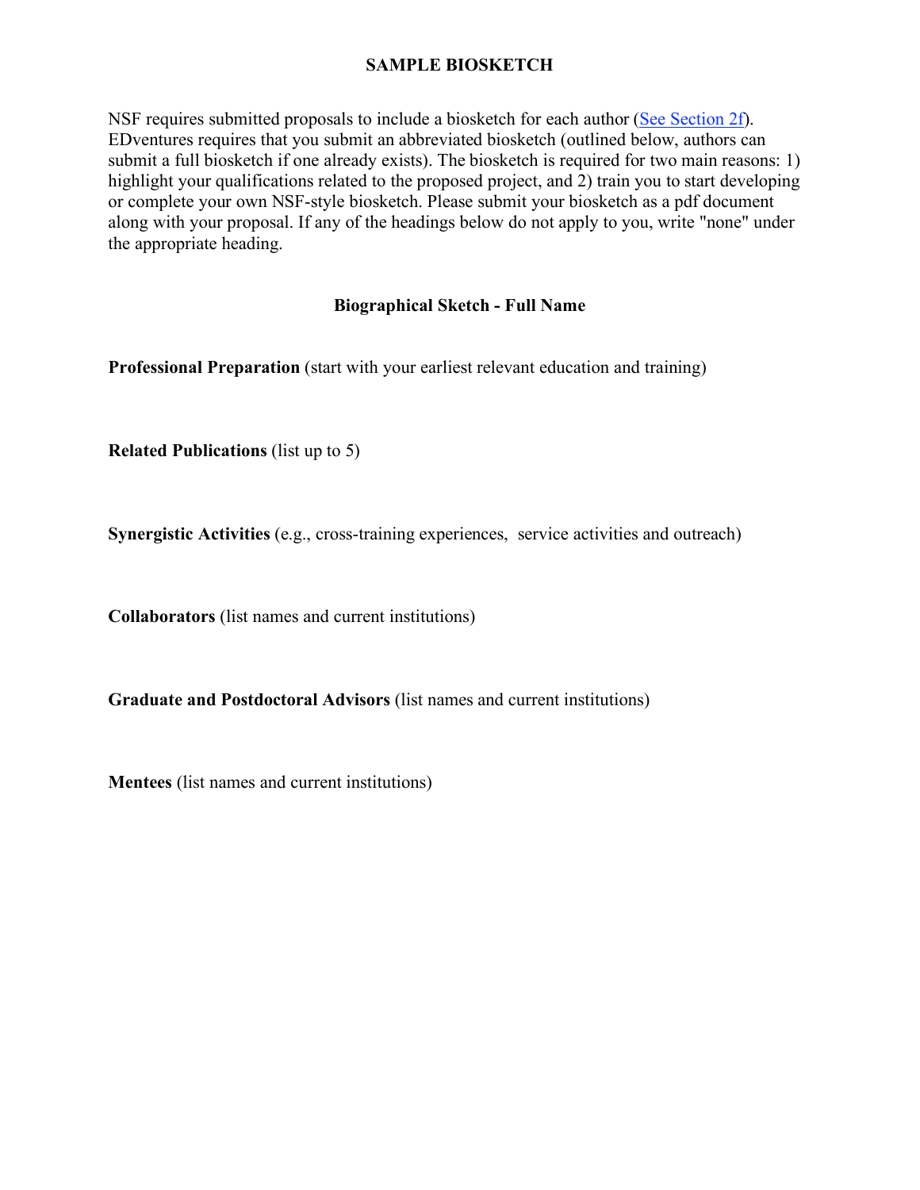# SAMPLE BIOSKETCH

NSF requires submitted proposals to include a biosketch for each author (See Section 2f). EDventures requires that you submit an abbreviated biosketch (outlined below, authors can submit a full biosketch if one already exists). The biosketch is required for two main reasons: 1) highlight your qualifications related to the proposed project, and 2) train you to start developing or complete your own NSF-style biosketch. Please submit your biosketch as a pdf document along with your proposal. If any of the headings below do not apply to you, write "none" under the appropriate heading.

## Biographical Sketch - Full Name

**Professional Preparation** (start with your earliest relevant education and training)

**Related Publications** (list up to 5)

**Synergistic Activities** (e.g., cross-training experiences, service activities and outreach)

**Collaborators** (list names and current institutions)

**Graduate and Postdoctoral Advisors** (list names and current institutions)

**Mentees** (list names and current institutions)